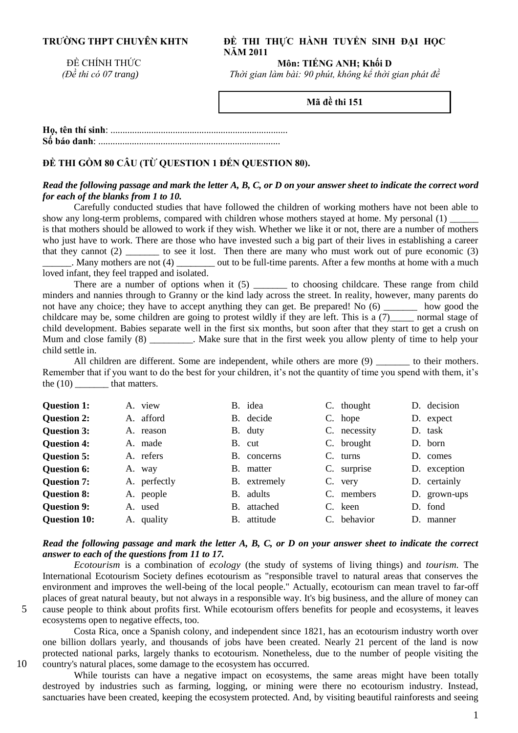**TRƯỜNG THPT CHUYÊN KHTN**

ĐỀ CHÍNH THỨC
*(Đề thi có 07 trang)*

**ĐỀ THI THỰC HÀNH TUYỂN SINH ĐẠI HỌC NĂM 2011**
**Môn: TIẾNG ANH; Khối D**
*Thời gian làm bài: 90 phút, không kể thời gian phát đề*

**Mã đề thi 151**

**Họ, tên thí sinh**: ..........................................................................
**Số báo danh**: ............................................................................

**ĐỀ THI GỒM 80 CÂU (TỪ QUESTION 1 ĐẾN QUESTION 80).**

***Read the following passage and mark the letter A, B, C, or D on your answer sheet to indicate the correct word for each of the blanks from 1 to 10.***

Carefully conducted studies that have followed the children of working mothers have not been able to show any long-term problems, compared with children whose mothers stayed at home. My personal (1) ______ is that mothers should be allowed to work if they wish. Whether we like it or not, there are a number of mothers who just have to work. There are those who have invested such a big part of their lives in establishing a career that they cannot (2) _______ to see it lost. Then there are many who must work out of pure economic (3) ______. Many mothers are not (4) ________ out to be full-time parents. After a few months at home with a much loved infant, they feel trapped and isolated.

There are a number of options when it (5) _______ to choosing childcare. These range from child minders and nannies through to Granny or the kind lady across the street. In reality, however, many parents do not have any choice; they have to accept anything they can get. Be prepared! No (6) _______ how good the childcare may be, some children are going to protest wildly if they are left. This is a (7)_____ normal stage of child development. Babies separate well in the first six months, but soon after that they start to get a crush on Mum and close family (8) _________. Make sure that in the first week you allow plenty of time to help your child settle in.

All children are different. Some are independent, while others are more (9) _______ to their mothers. Remember that if you want to do the best for your children, it's not the quantity of time you spend with them, it's the (10) _______ that matters.

| | | | | |
|---|---|---|---|---|
| **Question 1:** | A. view | B. idea | C. thought | D. decision |
| **Question 2:** | A. afford | B. decide | C. hope | D. expect |
| **Question 3:** | A. reason | B. duty | C. necessity | D. task |
| **Question 4:** | A. made | B. cut | C. brought | D. born |
| **Question 5:** | A. refers | B. concerns | C. turns | D. comes |
| **Question 6:** | A. way | B. matter | C. surprise | D. exception |
| **Question 7:** | A. perfectly | B. extremely | C. very | D. certainly |
| **Question 8:** | A. people | B. adults | C. members | D. grown-ups |
| **Question 9:** | A. used | B. attached | C. keen | D. fond |
| **Question 10:** | A. quality | B. attitude | C. behavior | D. manner |

***Read the following passage and mark the letter A, B, C, or D on your answer sheet to indicate the correct answer to each of the questions from 11 to 17.***

*Ecotourism* is a combination of *ecology* (the study of systems of living things) and *tourism.* The International Ecotourism Society defines ecotourism as "responsible travel to natural areas that conserves the environment and improves the well-being of the local people." Actually, ecotourism can mean travel to far-off places of great natural beauty, but not always in a responsible way. It's big business, and the allure of money can cause people to think about profits first. While ecotourism offers benefits for people and ecosystems, it leaves ecosystems open to negative effects, too.

Costa Rica, once a Spanish colony, and independent since 1821, has an ecotourism industry worth over one billion dollars yearly, and thousands of jobs have been created. Nearly 21 percent of the land is now protected national parks, largely thanks to ecotourism. Nonetheless, due to the number of people visiting the country's natural places, some damage to the ecosystem has occurred.

While tourists can have a negative impact on ecosystems, the same areas might have been totally destroyed by industries such as farming, logging, or mining were there no ecotourism industry. Instead, sanctuaries have been created, keeping the ecosystem protected. And, by visiting beautiful rainforests and seeing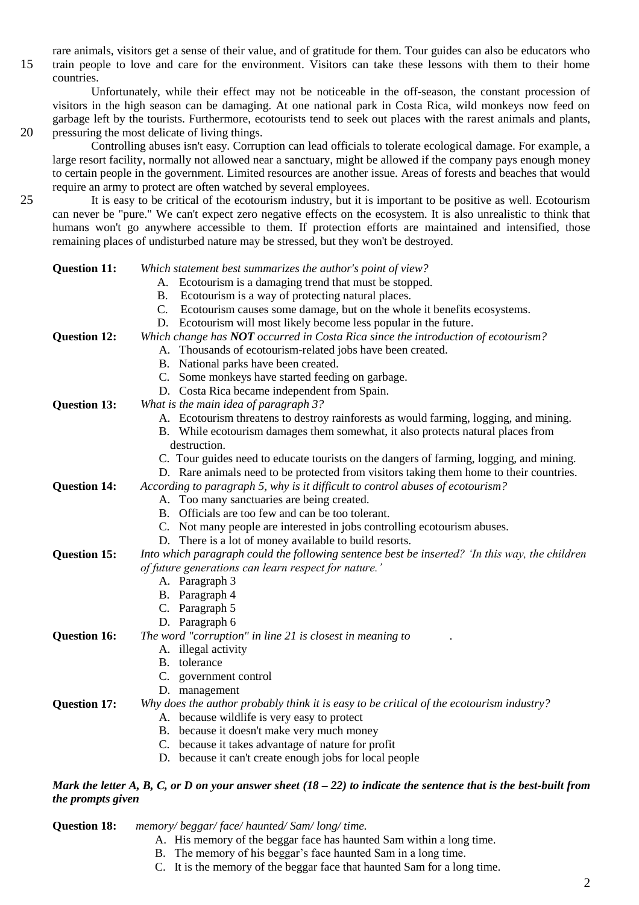rare animals, visitors get a sense of their value, and of gratitude for them. Tour guides can also be educators who train people to love and care for the environment. Visitors can take these lessons with them to their home countries.

Unfortunately, while their effect may not be noticeable in the off-season, the constant procession of visitors in the high season can be damaging. At one national park in Costa Rica, wild monkeys now feed on garbage left by the tourists. Furthermore, ecotourists tend to seek out places with the rarest animals and plants, pressuring the most delicate of living things.

Controlling abuses isn't easy. Corruption can lead officials to tolerate ecological damage. For example, a large resort facility, normally not allowed near a sanctuary, might be allowed if the company pays enough money to certain people in the government. Limited resources are another issue. Areas of forests and beaches that would require an army to protect are often watched by several employees.

It is easy to be critical of the ecotourism industry, but it is important to be positive as well. Ecotourism can never be "pure." We can't expect zero negative effects on the ecosystem. It is also unrealistic to think that humans won't go anywhere accessible to them. If protection efforts are maintained and intensified, those remaining places of undisturbed nature may be stressed, but they won't be destroyed.

**Question 11:** *Which statement best summarizes the author's point of view?*

A. Ecotourism is a damaging trend that must be stopped.
B. Ecotourism is a way of protecting natural places.
C. Ecotourism causes some damage, but on the whole it benefits ecosystems.
D. Ecotourism will most likely become less popular in the future.

**Question 12:** *Which change has **NOT** occurred in Costa Rica since the introduction of ecotourism?*

A. Thousands of ecotourism-related jobs have been created.
B. National parks have been created.
C. Some monkeys have started feeding on garbage.
D. Costa Rica became independent from Spain.

**Question 13:** *What is the main idea of paragraph 3?*

A. Ecotourism threatens to destroy rainforests as would farming, logging, and mining.
B. While ecotourism damages them somewhat, it also protects natural places from destruction.
C. Tour guides need to educate tourists on the dangers of farming, logging, and mining.
D. Rare animals need to be protected from visitors taking them home to their countries.

**Question 14:** *According to paragraph 5, why is it difficult to control abuses of ecotourism?*

A. Too many sanctuaries are being created.
B. Officials are too few and can be too tolerant.
C. Not many people are interested in jobs controlling ecotourism abuses.
D. There is a lot of money available to build resorts.

**Question 15:** *Into which paragraph could the following sentence best be inserted? 'In this way, the children of future generations can learn respect for nature.'*

A. Paragraph 3
B. Paragraph 4
C. Paragraph 5
D. Paragraph 6

**Question 16:** *The word "corruption" in line 21 is closest in meaning to \_\_\_\_\_\_.*

A. illegal activity
B. tolerance
C. government control
D. management

**Question 17:** *Why does the author probably think it is easy to be critical of the ecotourism industry?*

A. because wildlife is very easy to protect
B. because it doesn't make very much money
C. because it takes advantage of nature for profit
D. because it can't create enough jobs for local people

***Mark the letter A, B, C, or D on your answer sheet (18 – 22) to indicate the sentence that is the best-built from the prompts given***

**Question 18:** *memory/ beggar/ face/ haunted/ Sam/ long/ time.*

A. His memory of the beggar face has haunted Sam within a long time.
B. The memory of his beggar's face haunted Sam in a long time.
C. It is the memory of the beggar face that haunted Sam for a long time.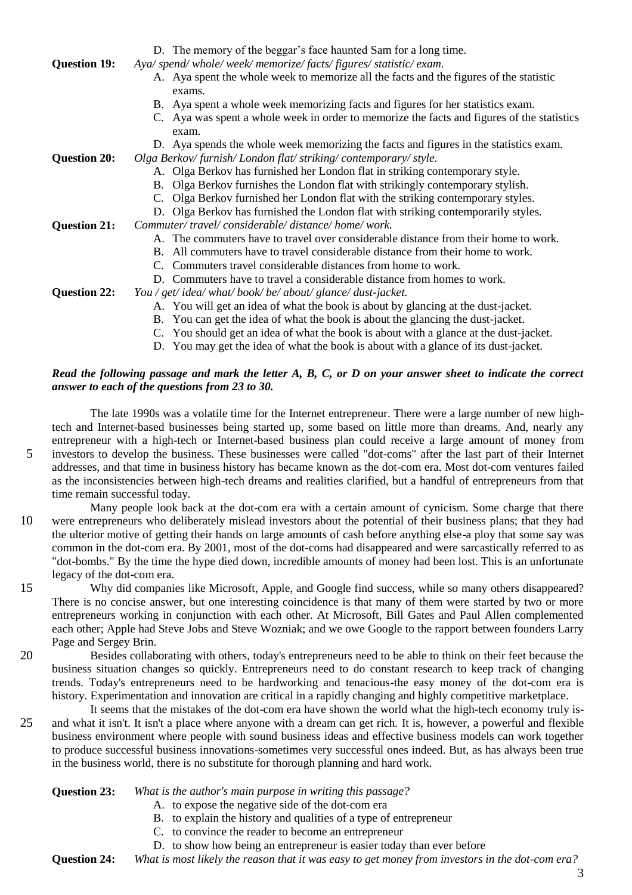D. The memory of the beggar's face haunted Sam for a long time.

**Question 19:** *Aya/ spend/ whole/ week/ memorize/ facts/ figures/ statistic/ exam.*

A. Aya spent the whole week to memorize all the facts and the figures of the statistic exams.
B. Aya spent a whole week memorizing facts and figures for her statistics exam.
C. Aya was spent a whole week in order to memorize the facts and figures of the statistics exam.
D. Aya spends the whole week memorizing the facts and figures in the statistics exam.

**Question 20:** *Olga Berkov/ furnish/ London flat/ striking/ contemporary/ style.*

A. Olga Berkov has furnished her London flat in striking contemporary style.
B. Olga Berkov furnishes the London flat with strikingly contemporary stylish.
C. Olga Berkov furnished her London flat with the striking contemporary styles.
D. Olga Berkov has furnished the London flat with striking contemporarily styles.

**Question 21:** *Commuter/ travel/ considerable/ distance/ home/ work.*

A. The commuters have to travel over considerable distance from their home to work.
B. All commuters have to travel considerable distance from their home to work.
C. Commuters travel considerable distances from home to work.
D. Commuters have to travel a considerable distance from homes to work.

**Question 22:** *You / get/ idea/ what/ book/ be/ about/ glance/ dust-jacket.*

A. You will get an idea of what the book is about by glancing at the dust-jacket.
B. You can get the idea of what the book is about the glancing the dust-jacket.
C. You should get an idea of what the book is about with a glance at the dust-jacket.
D. You may get the idea of what the book is about with a glance of its dust-jacket.

***Read the following passage and mark the letter A, B, C, or D on your answer sheet to indicate the correct answer to each of the questions from 23 to 30.***

The late 1990s was a volatile time for the Internet entrepreneur. There were a large number of new high-tech and Internet-based businesses being started up, some based on little more than dreams. And, nearly any entrepreneur with a high-tech or Internet-based business plan could receive a large amount of money from investors to develop the business. These businesses were called "dot-coms" after the last part of their Internet addresses, and that time in business history has became known as the dot-com era. Most dot-com ventures failed as the inconsistencies between high-tech dreams and realities clarified, but a handful of entrepreneurs from that time remain successful today.

Many people look back at the dot-com era with a certain amount of cynicism. Some charge that there were entrepreneurs who deliberately mislead investors about the potential of their business plans; that they had the ulterior motive of getting their hands on large amounts of cash before anything else-a ploy that some say was common in the dot-com era. By 2001, most of the dot-coms had disappeared and were sarcastically referred to as "dot-bombs." By the time the hype died down, incredible amounts of money had been lost. This is an unfortunate legacy of the dot-com era.

Why did companies like Microsoft, Apple, and Google find success, while so many others disappeared? There is no concise answer, but one interesting coincidence is that many of them were started by two or more entrepreneurs working in conjunction with each other. At Microsoft, Bill Gates and Paul Allen complemented each other; Apple had Steve Jobs and Steve Wozniak; and we owe Google to the rapport between founders Larry Page and Sergey Brin.

Besides collaborating with others, today's entrepreneurs need to be able to think on their feet because the business situation changes so quickly. Entrepreneurs need to do constant research to keep track of changing trends. Today's entrepreneurs need to be hardworking and tenacious-the easy money of the dot-com era is history. Experimentation and innovation are critical in a rapidly changing and highly competitive marketplace.

It seems that the mistakes of the dot-com era have shown the world what the high-tech economy truly is-and what it isn't. It isn't a place where anyone with a dream can get rich. It is, however, a powerful and flexible business environment where people with sound business ideas and effective business models can work together to produce successful business innovations-sometimes very successful ones indeed. But, as has always been true in the business world, there is no substitute for thorough planning and hard work.

**Question 23:** *What is the author's main purpose in writing this passage?*

A. to expose the negative side of the dot-com era
B. to explain the history and qualities of a type of entrepreneur
C. to convince the reader to become an entrepreneur
D. to show how being an entrepreneur is easier today than ever before

**Question 24:** *What is most likely the reason that it was easy to get money from investors in the dot-com era?*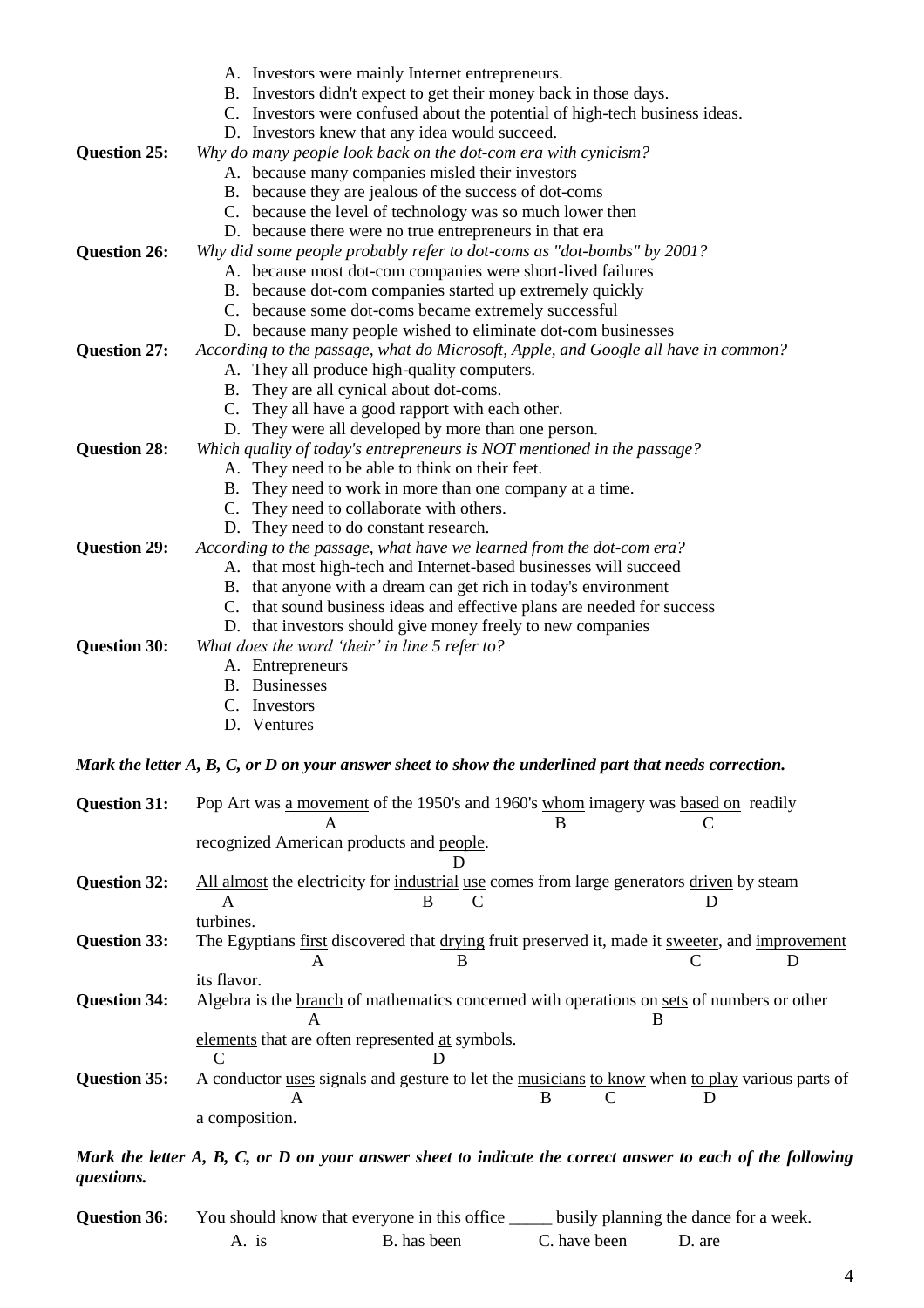A. Investors were mainly Internet entrepreneurs.
B. Investors didn't expect to get their money back in those days.
C. Investors were confused about the potential of high-tech business ideas.
D. Investors knew that any idea would succeed.

**Question 25:** *Why do many people look back on the dot-com era with cynicism?*
A. because many companies misled their investors
B. because they are jealous of the success of dot-coms
C. because the level of technology was so much lower then
D. because there were no true entrepreneurs in that era

**Question 26:** *Why did some people probably refer to dot-coms as "dot-bombs" by 2001?*
A. because most dot-com companies were short-lived failures
B. because dot-com companies started up extremely quickly
C. because some dot-coms became extremely successful
D. because many people wished to eliminate dot-com businesses

**Question 27:** *According to the passage, what do Microsoft, Apple, and Google all have in common?*
A. They all produce high-quality computers.
B. They are all cynical about dot-coms.
C. They all have a good rapport with each other.
D. They were all developed by more than one person.

**Question 28:** *Which quality of today's entrepreneurs is NOT mentioned in the passage?*
A. They need to be able to think on their feet.
B. They need to work in more than one company at a time.
C. They need to collaborate with others.
D. They need to do constant research.

**Question 29:** *According to the passage, what have we learned from the dot-com era?*
A. that most high-tech and Internet-based businesses will succeed
B. that anyone with a dream can get rich in today's environment
C. that sound business ideas and effective plans are needed for success
D. that investors should give money freely to new companies

**Question 30:** *What does the word 'their' in line 5 refer to?*
A. Entrepreneurs
B. Businesses
C. Investors
D. Ventures

***Mark the letter A, B, C, or D on your answer sheet to show the underlined part that needs correction.***

**Question 31:** Pop Art was <u>a movement</u> (A) of the 1950's and 1960's <u>whom</u> (B) imagery was <u>based on</u> (C) readily recognized American products and <u>people</u> (D).

**Question 32:** <u>All almost</u> (A) the electricity for <u>industrial</u> (B) <u>use</u> (C) comes from large generators <u>driven</u> (D) by steam turbines.

**Question 33:** The Egyptians <u>first</u> (A) discovered that <u>drying</u> (B) fruit preserved it, made it <u>sweeter</u> (C), and <u>improvement</u> (D) its flavor.

**Question 34:** Algebra is the <u>branch</u> (A) of mathematics concerned with operations on <u>sets</u> (B) of numbers or other <u>elements</u> (C) that are often represented <u>at</u> (D) symbols.

**Question 35:** A conductor <u>uses</u> (A) signals and gesture to let the <u>musicians</u> (B) <u>to know</u> (C) when <u>to play</u> (D) various parts of a composition.

***Mark the letter A, B, C, or D on your answer sheet to indicate the correct answer to each of the following questions.***

**Question 36:** You should know that everyone in this office _____ busily planning the dance for a week.
A. is B. has been C. have been D. are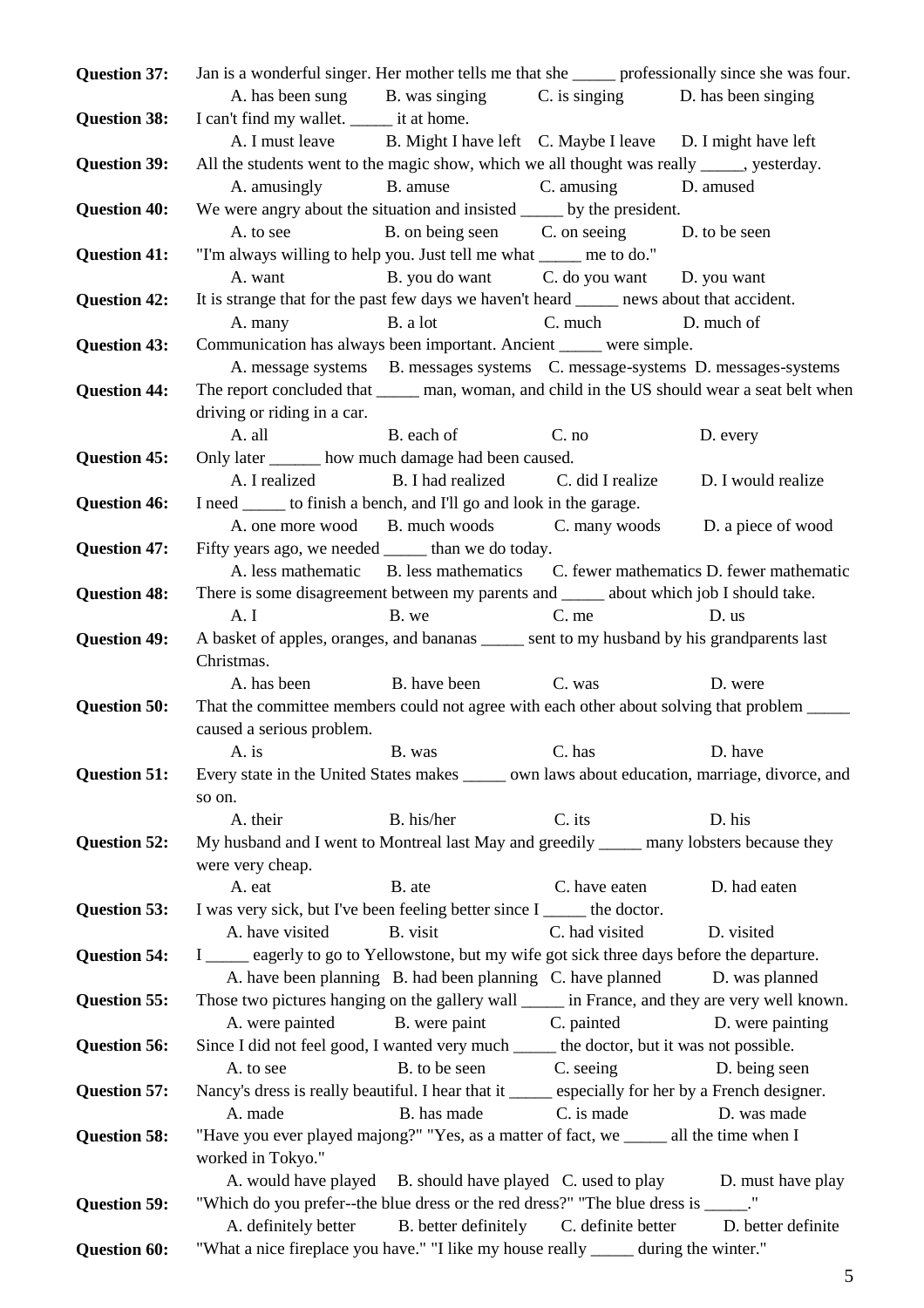**Question 37:** Jan is a wonderful singer. Her mother tells me that she _____ professionally since she was four.

A. has been sung B. was singing C. is singing D. has been singing

**Question 38:** I can't find my wallet. _____ it at home.

A. I must leave B. Might I have left C. Maybe I leave D. I might have left

**Question 39:** All the students went to the magic show, which we all thought was really _____, yesterday.

A. amusingly B. amuse C. amusing D. amused

**Question 40:** We were angry about the situation and insisted _____ by the president.

A. to see B. on being seen C. on seeing D. to be seen

**Question 41:** "I'm always willing to help you. Just tell me what _____ me to do."

A. want B. you do want C. do you want D. you want

**Question 42:** It is strange that for the past few days we haven't heard _____ news about that accident.

A. many B. a lot C. much D. much of

**Question 43:** Communication has always been important. Ancient _____ were simple.

A. message systems B. messages systems C. message-systems D. messages-systems

**Question 44:** The report concluded that _____ man, woman, and child in the US should wear a seat belt when driving or riding in a car.

A. all B. each of C. no D. every

**Question 45:** Only later ______ how much damage had been caused.

A. I realized B. I had realized C. did I realize D. I would realize

**Question 46:** I need _____ to finish a bench, and I'll go and look in the garage.

A. one more wood B. much woods C. many woods D. a piece of wood

**Question 47:** Fifty years ago, we needed _____ than we do today.

A. less mathematic B. less mathematics C. fewer mathematics D. fewer mathematic

**Question 48:** There is some disagreement between my parents and _____ about which job I should take.

A. I B. we C. me D. us

**Question 49:** A basket of apples, oranges, and bananas _____ sent to my husband by his grandparents last Christmas.

A. has been B. have been C. was D. were

**Question 50:** That the committee members could not agree with each other about solving that problem _____ caused a serious problem.

A. is B. was C. has D. have

**Question 51:** Every state in the United States makes _____ own laws about education, marriage, divorce, and so on.

A. their B. his/her C. its D. his

**Question 52:** My husband and I went to Montreal last May and greedily _____ many lobsters because they were very cheap.

A. eat B. ate C. have eaten D. had eaten

**Question 53:** I was very sick, but I've been feeling better since I _____ the doctor.

A. have visited B. visit C. had visited D. visited

**Question 54:** I _____ eagerly to go to Yellowstone, but my wife got sick three days before the departure.

A. have been planning B. had been planning C. have planned D. was planned

**Question 55:** Those two pictures hanging on the gallery wall _____ in France, and they are very well known.

A. were painted B. were paint C. painted D. were painting

**Question 56:** Since I did not feel good, I wanted very much _____ the doctor, but it was not possible.

A. to see B. to be seen C. seeing D. being seen

**Question 57:** Nancy's dress is really beautiful. I hear that it _____ especially for her by a French designer.

A. made B. has made C. is made D. was made

**Question 58:** "Have you ever played majong?" "Yes, as a matter of fact, we _____ all the time when I worked in Tokyo."

A. would have played B. should have played C. used to play D. must have play

**Question 59:** "Which do you prefer--the blue dress or the red dress?" "The blue dress is _____."

A. definitely better B. better definitely C. definite better D. better definite

**Question 60:** "What a nice fireplace you have." "I like my house really _____ during the winter."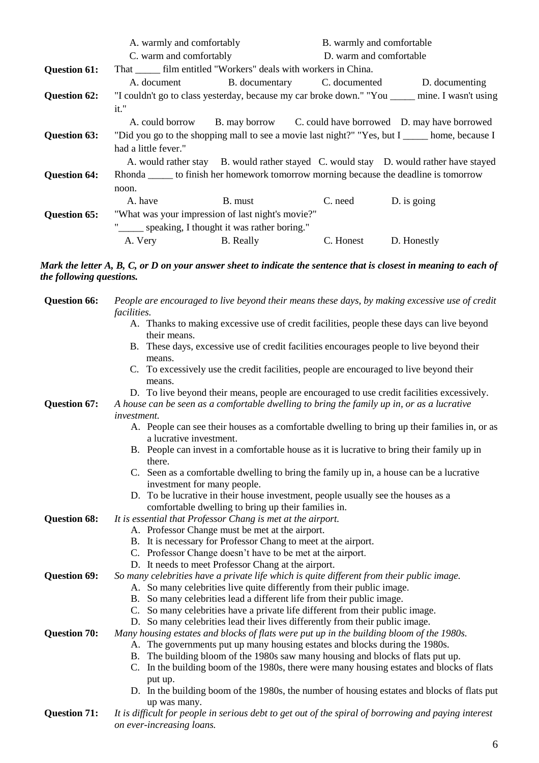A. warmly and comfortably B. warmly and comfortable
C. warm and comfortably D. warm and comfortable

**Question 61:** That _____ film entitled "Workers" deals with workers in China.
A. document B. documentary C. documented D. documenting

**Question 62:** "I couldn't go to class yesterday, because my car broke down." "You _____ mine. I wasn't using it."
A. could borrow B. may borrow C. could have borrowed D. may have borrowed

**Question 63:** "Did you go to the shopping mall to see a movie last night?" "Yes, but I _____ home, because I had a little fever."
A. would rather stay B. would rather stayed C. would stay D. would rather have stayed

**Question 64:** Rhonda _____ to finish her homework tomorrow morning because the deadline is tomorrow noon.
A. have B. must C. need D. is going

**Question 65:** "What was your impression of last night's movie?"
"_____ speaking, I thought it was rather boring."
A. Very B. Really C. Honest D. Honestly

***Mark the letter A, B, C, or D on your answer sheet to indicate the sentence that is closest in meaning to each of the following questions.***

**Question 66:** *People are encouraged to live beyond their means these days, by making excessive use of credit facilities.*

A. Thanks to making excessive use of credit facilities, people these days can live beyond their means.
B. These days, excessive use of credit facilities encourages people to live beyond their means.
C. To excessively use the credit facilities, people are encouraged to live beyond their means.
D. To live beyond their means, people are encouraged to use credit facilities excessively.

**Question 67:** *A house can be seen as a comfortable dwelling to bring the family up in, or as a lucrative investment.*

A. People can see their houses as a comfortable dwelling to bring up their families in, or as a lucrative investment.
B. People can invest in a comfortable house as it is lucrative to bring their family up in there.
C. Seen as a comfortable dwelling to bring the family up in, a house can be a lucrative investment for many people.
D. To be lucrative in their house investment, people usually see the houses as a comfortable dwelling to bring up their families in.

**Question 68:** *It is essential that Professor Chang is met at the airport.*

A. Professor Change must be met at the airport.
B. It is necessary for Professor Chang to meet at the airport.
C. Professor Change doesn't have to be met at the airport.
D. It needs to meet Professor Chang at the airport.

**Question 69:** *So many celebrities have a private life which is quite different from their public image.*

A. So many celebrities live quite differently from their public image.
B. So many celebrities lead a different life from their public image.
C. So many celebrities have a private life different from their public image.
D. So many celebrities lead their lives differently from their public image.

**Question 70:** *Many housing estates and blocks of flats were put up in the building bloom of the 1980s.*

A. The governments put up many housing estates and blocks during the 1980s.
B. The building bloom of the 1980s saw many housing and blocks of flats put up.
C. In the building boom of the 1980s, there were many housing estates and blocks of flats put up.
D. In the building boom of the 1980s, the number of housing estates and blocks of flats put up was many.

**Question 71:** *It is difficult for people in serious debt to get out of the spiral of borrowing and paying interest on ever-increasing loans.*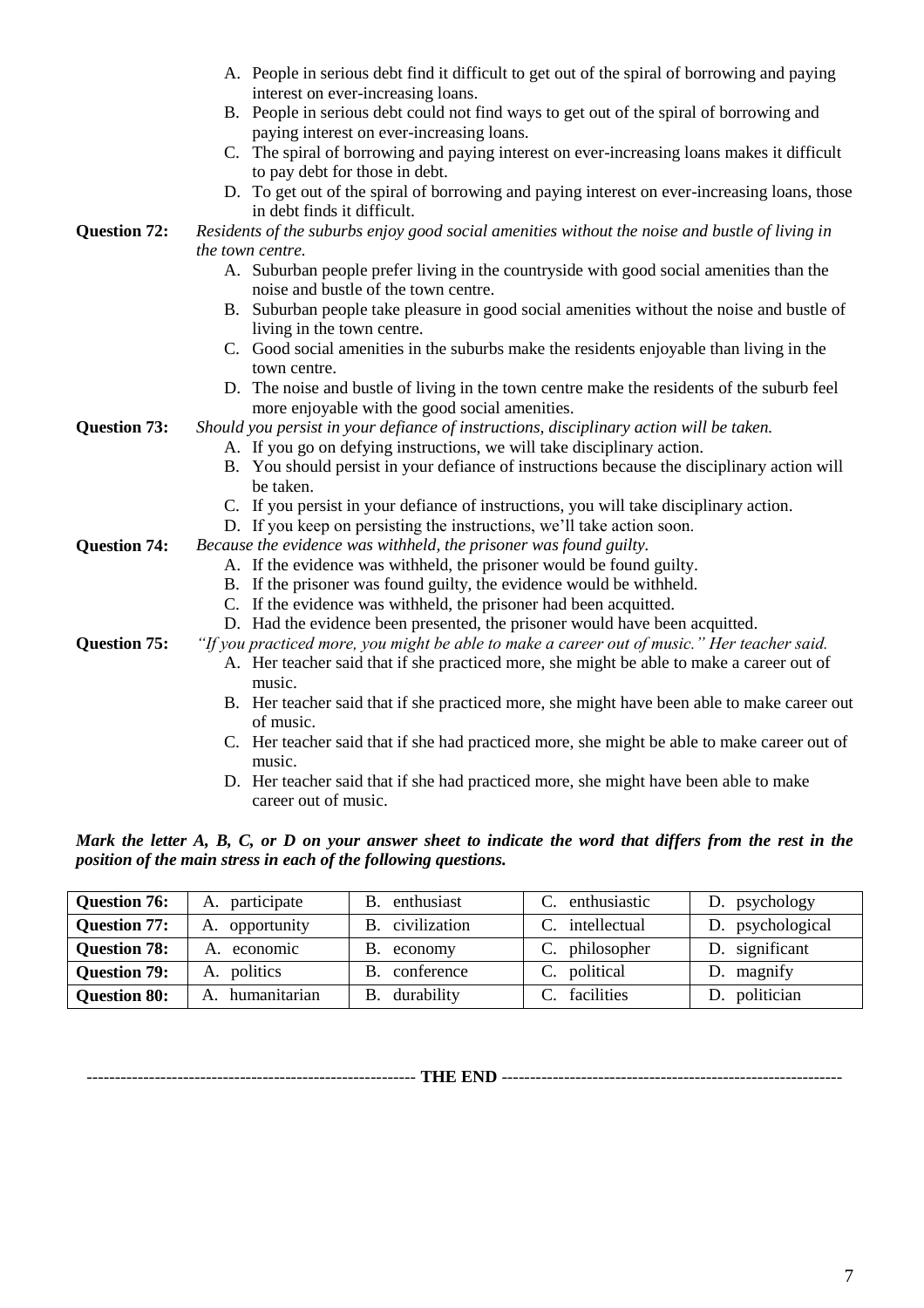A. People in serious debt find it difficult to get out of the spiral of borrowing and paying interest on ever-increasing loans.
B. People in serious debt could not find ways to get out of the spiral of borrowing and paying interest on ever-increasing loans.
C. The spiral of borrowing and paying interest on ever-increasing loans makes it difficult to pay debt for those in debt.
D. To get out of the spiral of borrowing and paying interest on ever-increasing loans, those in debt finds it difficult.

**Question 72:** *Residents of the suburbs enjoy good social amenities without the noise and bustle of living in the town centre.*
A. Suburban people prefer living in the countryside with good social amenities than the noise and bustle of the town centre.
B. Suburban people take pleasure in good social amenities without the noise and bustle of living in the town centre.
C. Good social amenities in the suburbs make the residents enjoyable than living in the town centre.
D. The noise and bustle of living in the town centre make the residents of the suburb feel more enjoyable with the good social amenities.

**Question 73:** *Should you persist in your defiance of instructions, disciplinary action will be taken.*
A. If you go on defying instructions, we will take disciplinary action.
B. You should persist in your defiance of instructions because the disciplinary action will be taken.
C. If you persist in your defiance of instructions, you will take disciplinary action.
D. If you keep on persisting the instructions, we'll take action soon.

**Question 74:** *Because the evidence was withheld, the prisoner was found guilty.*
A. If the evidence was withheld, the prisoner would be found guilty.
B. If the prisoner was found guilty, the evidence would be withheld.
C. If the evidence was withheld, the prisoner had been acquitted.
D. Had the evidence been presented, the prisoner would have been acquitted.

**Question 75:** *"If you practiced more, you might be able to make a career out of music." Her teacher said.*
A. Her teacher said that if she practiced more, she might be able to make a career out of music.
B. Her teacher said that if she practiced more, she might have been able to make career out of music.
C. Her teacher said that if she had practiced more, she might be able to make career out of music.
D. Her teacher said that if she had practiced more, she might have been able to make career out of music.

***Mark the letter A, B, C, or D on your answer sheet to indicate the word that differs from the rest in the position of the main stress in each of the following questions.***

| | | | | |
|---|---|---|---|---|
| **Question 76:** | A. participate | B. enthusiast | C. enthusiastic | D. psychology |
| **Question 77:** | A. opportunity | B. civilization | C. intellectual | D. psychological |
| **Question 78:** | A. economic | B. economy | C. philosopher | D. significant |
| **Question 79:** | A. politics | B. conference | C. political | D. magnify |
| **Question 80:** | A. humanitarian | B. durability | C. facilities | D. politician |

---------------------------------------------------------- **THE END** ----------------------------------------------------------